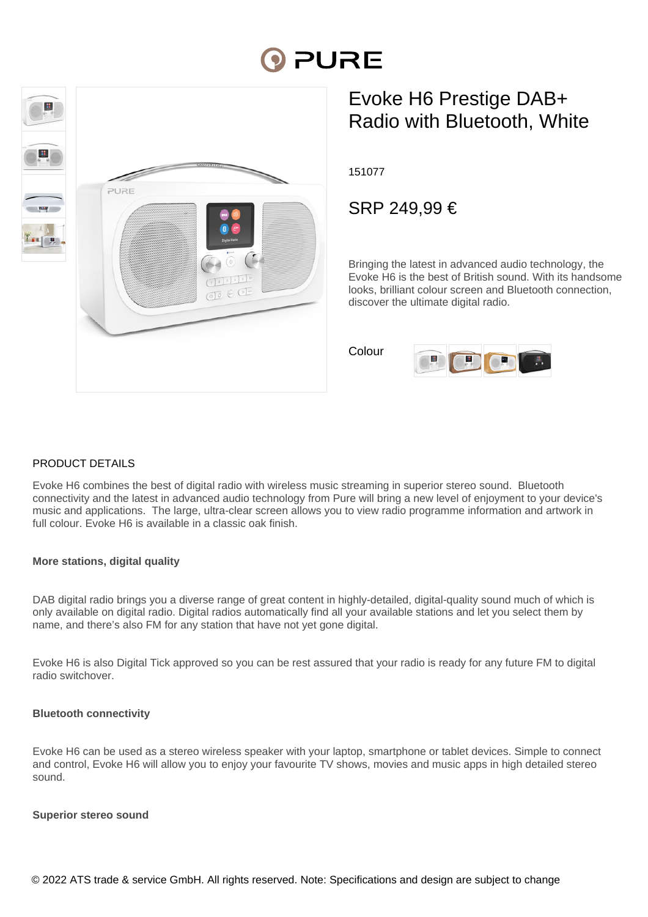PURE

# Evoke H6 Prestige DAB+ Radio with Bluetooth, White

151077

SRP 249,99 €

Bringing the latest in advanced audio technology, the Evoke H6 is the best of British sound. With its handsome looks, brilliant colour screen and Bluetooth connection, discover the ultimate digital radio.

Colour

## PRODUCT DETAILS

Evoke H6 combines the best of digital radio with wireless music streaming in superior stereo sound. Bluetooth connectivity and the latest in advanced audio technology from Pure will bring a new level of enjoyment to your device's music and applications. The large, ultra-clear screen allows you to view radio programme information and artwork in full colour. Evoke H6 is available in a classic oak finish.

**More stations, digital quality**

DAB digital radio brings you a diverse range of great content in highly-detailed, digital-quality sound much of which is only available on digital radio. Digital radios automatically find all your available stations and let you select them by name, and there's also FM for any station that have not yet gone digital.

Evoke H6 is also Digital Tick approved so you can be rest assured that your radio is ready for any future FM to digital radio switchover.

**Bluetooth connectivity**

Evoke H6 can be used as a stereo wireless speaker with your laptop, smartphone or tablet devices. Simple to connect and control, Evoke H6 will allow you to enjoy your favourite TV shows, movies and music apps in high detailed stereo sound.

**Superior stereo sound**

© 2022 ATS trade & service GmbH. All rights reserved. Note: Specifications and design are subject to change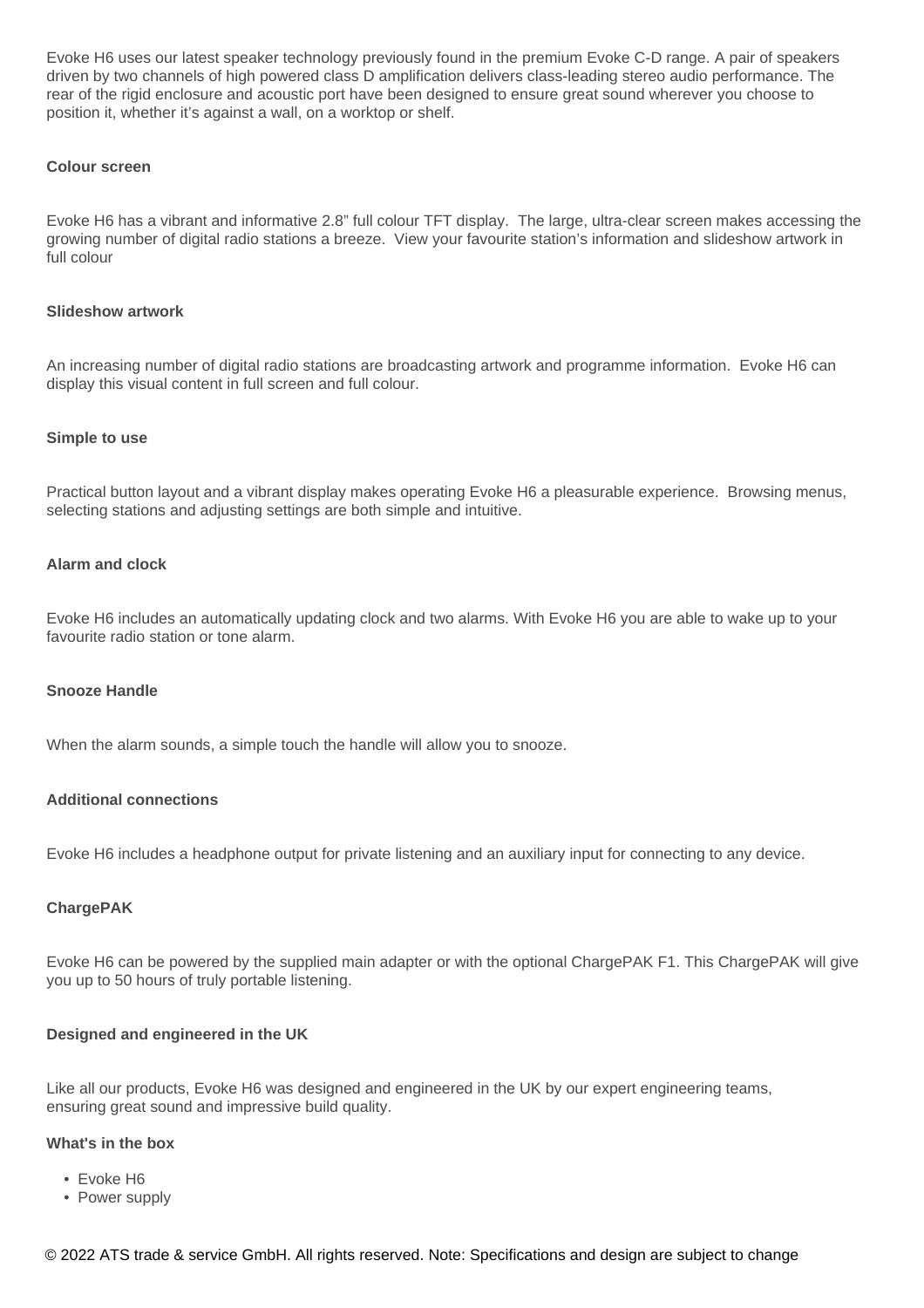Evoke H6 uses our latest speaker technology previously found in the premium Evoke C-D range. A pair of speakers driven by two channels of high powered class D amplification delivers class-leading stereo audio performance. The rear of the rigid enclosure and acoustic port have been designed to ensure great sound wherever you choose to position it, whether it's against a wall, on a worktop or shelf.

**Colour screen**

Evoke H6 has a vibrant and informative 2.8" full colour TFT display. The large, ultra-clear screen makes accessing the growing number of digital radio stations a breeze. View your favourite station's information and slideshow artwork in full colour

**Slideshow artwork**

An increasing number of digital radio stations are broadcasting artwork and programme information. Evoke H6 can display this visual content in full screen and full colour.

**Simple to use**

Practical button layout and a vibrant display makes operating Evoke H6 a pleasurable experience. Browsing menus, selecting stations and adjusting settings are both simple and intuitive.

**Alarm and clock**

Evoke H6 includes an automatically updating clock and two alarms. With Evoke H6 you are able to wake up to your favourite radio station or tone alarm.

**Snooze Handle**

When the alarm sounds, a simple touch the handle will allow you to snooze.

**Additional connections**

Evoke H6 includes a headphone output for private listening and an auxiliary input for connecting to any device.

**ChargePAK**

Evoke H6 can be powered by the supplied main adapter or with the optional ChargePAK F1. This ChargePAK will give you up to 50 hours of truly portable listening.

**Designed and engineered in the UK**

Like all our products, Evoke H6 was designed and engineered in the UK by our expert engineering teams, ensuring great sound and impressive build quality.

**What's in the box**

- Evoke H6
- Power supply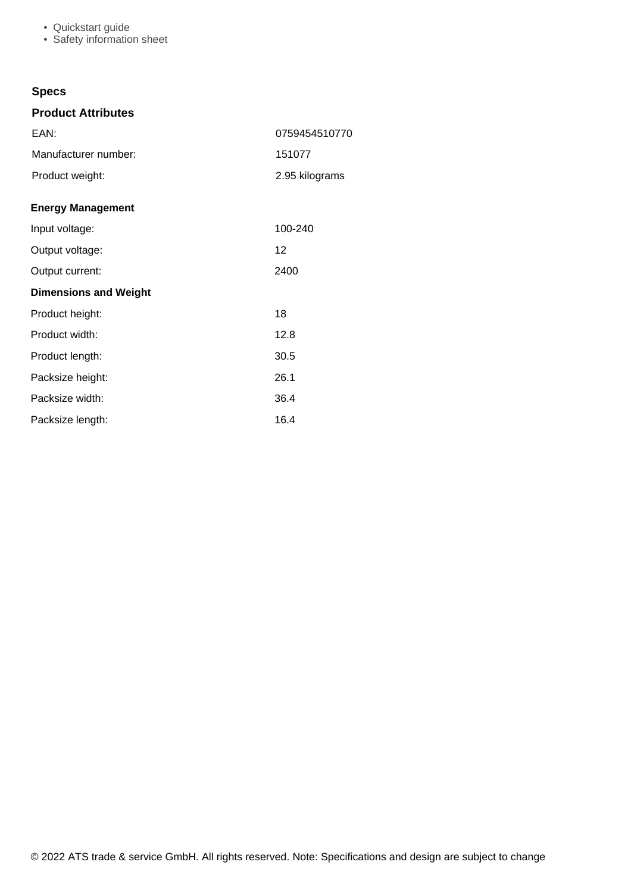- Quickstart guide
- Safety information sheet

## Specs

### Product Attributes

| | |
|---|---|
| EAN: | 0759454510770 |
| Manufacturer number: | 151077 |
| Product weight: | 2.95 kilograms |

### Energy Management

| | |
|---|---|
| Input voltage: | 100-240 |
| Output voltage: | 12 |
| Output current: | 2400 |

### Dimensions and Weight

| | |
|---|---|
| Product height: | 18 |
| Product width: | 12.8 |
| Product length: | 30.5 |
| Packsize height: | 26.1 |
| Packsize width: | 36.4 |
| Packsize length: | 16.4 |

© 2022 ATS trade & service GmbH. All rights reserved. Note: Specifications and design are subject to change